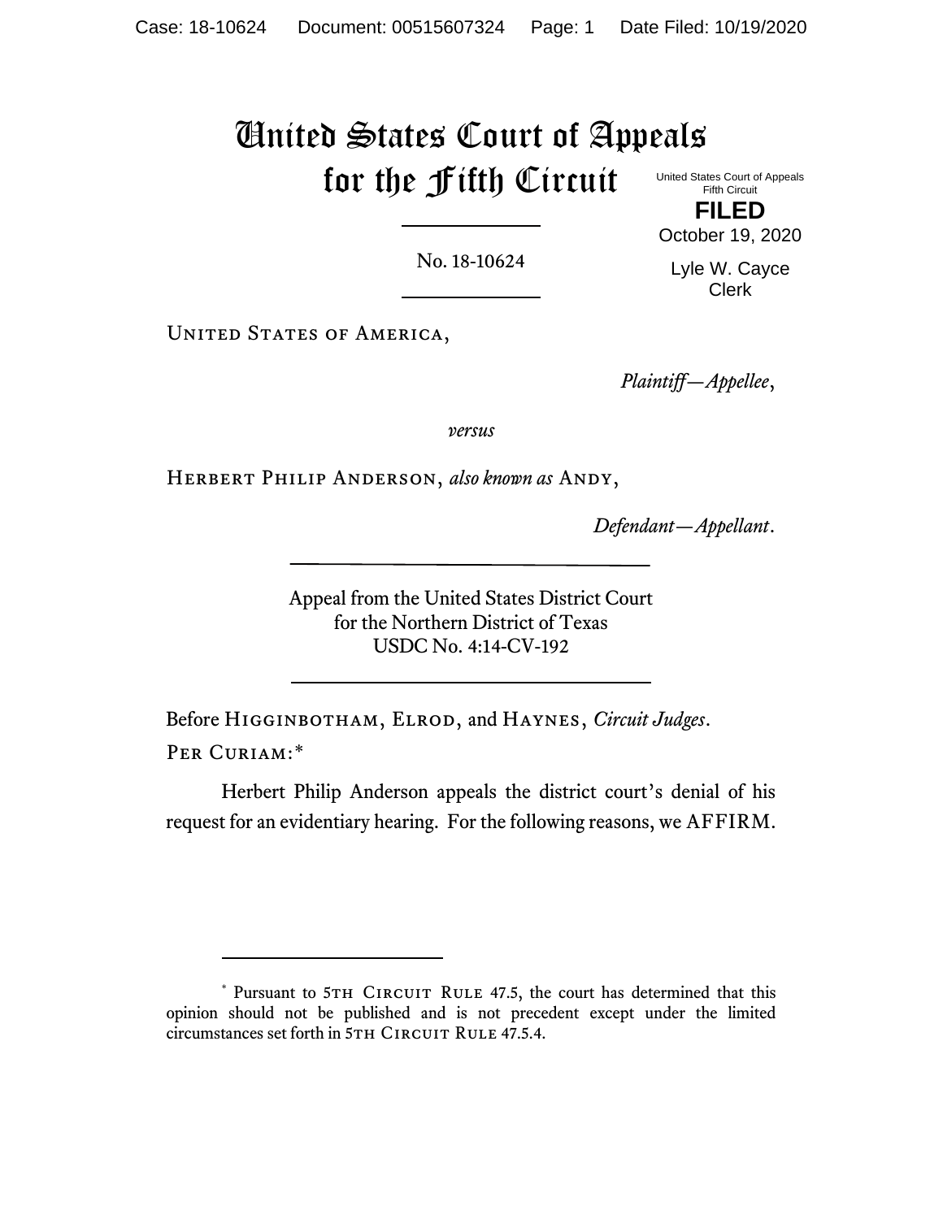# United States Court of Appeals for the Fifth Circuit

United States Court of Appeals
Fifth Circuit

**FILED**

October 19, 2020

Lyle W. Cayce
Clerk

No. 18-10624

---

UNITED STATES OF AMERICA,

*Plaintiff—Appellee*,

*versus*

HERBERT PHILIP ANDERSON, *also known as* ANDY,

*Defendant—Appellant*.

---

Appeal from the United States District Court
for the Northern District of Texas
USDC No. 4:14-CV-192

---

Before HIGGINBOTHAM, ELROD, and HAYNES, *Circuit Judges*.

PER CURIAM:*

Herbert Philip Anderson appeals the district court's denial of his request for an evidentiary hearing. For the following reasons, we AFFIRM.

---

* Pursuant to 5TH CIRCUIT RULE 47.5, the court has determined that this opinion should not be published and is not precedent except under the limited circumstances set forth in 5TH CIRCUIT RULE 47.5.4.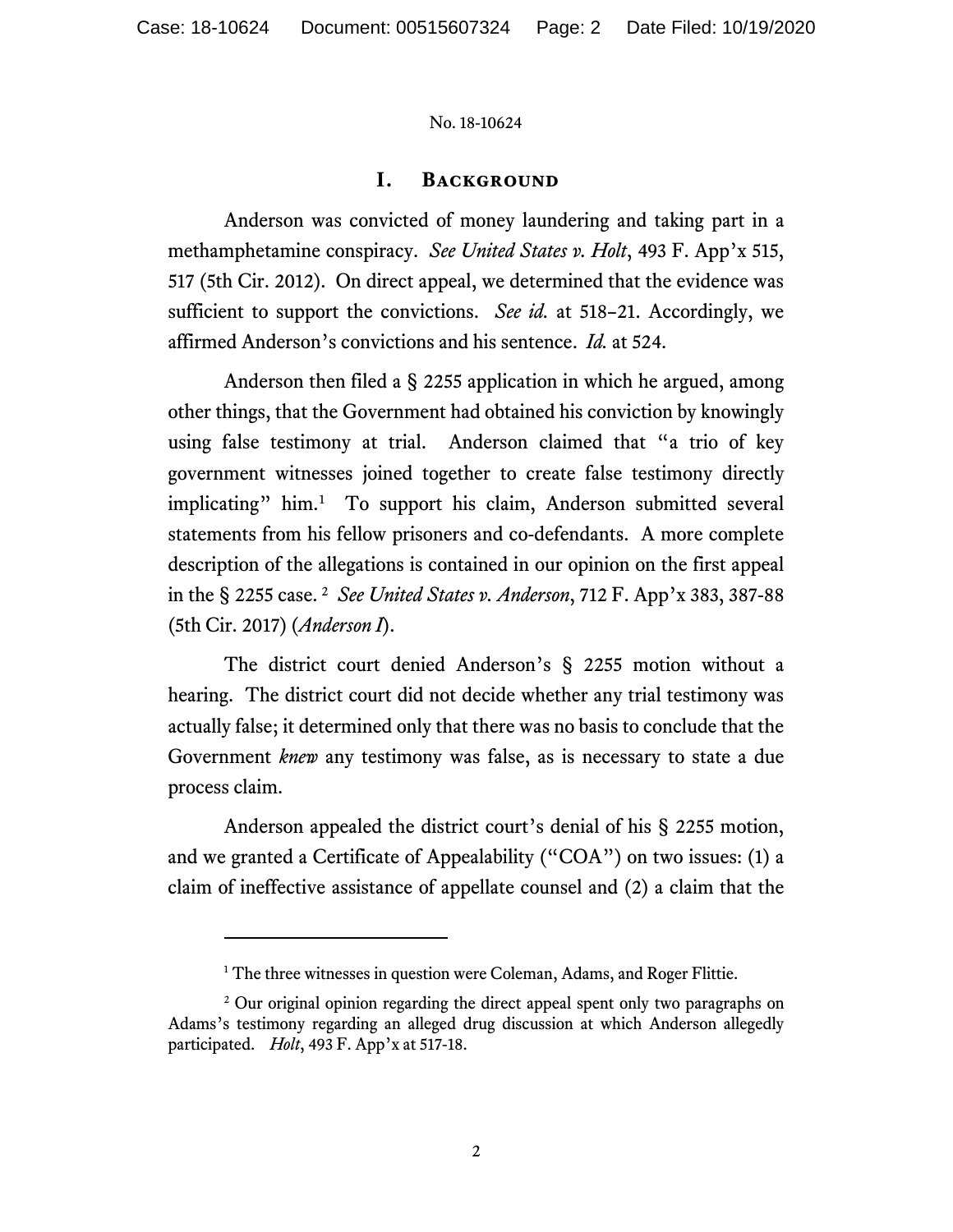## I. Background

Anderson was convicted of money laundering and taking part in a methamphetamine conspiracy. *See United States v. Holt*, 493 F. App'x 515, 517 (5th Cir. 2012). On direct appeal, we determined that the evidence was sufficient to support the convictions. *See id.* at 518–21. Accordingly, we affirmed Anderson's convictions and his sentence. *Id.* at 524.

Anderson then filed a § 2255 application in which he argued, among other things, that the Government had obtained his conviction by knowingly using false testimony at trial. Anderson claimed that "a trio of key government witnesses joined together to create false testimony directly implicating" him.[1] To support his claim, Anderson submitted several statements from his fellow prisoners and co-defendants. A more complete description of the allegations is contained in our opinion on the first appeal in the § 2255 case.[2] *See United States v. Anderson*, 712 F. App'x 383, 387-88 (5th Cir. 2017) (*Anderson I*).

The district court denied Anderson's § 2255 motion without a hearing. The district court did not decide whether any trial testimony was actually false; it determined only that there was no basis to conclude that the Government *knew* any testimony was false, as is necessary to state a due process claim.

Anderson appealed the district court's denial of his § 2255 motion, and we granted a Certificate of Appealability ("COA") on two issues: (1) a claim of ineffective assistance of appellate counsel and (2) a claim that the

---

[1] The three witnesses in question were Coleman, Adams, and Roger Flittie.

[2] Our original opinion regarding the direct appeal spent only two paragraphs on Adams's testimony regarding an alleged drug discussion at which Anderson allegedly participated. *Holt*, 493 F. App'x at 517-18.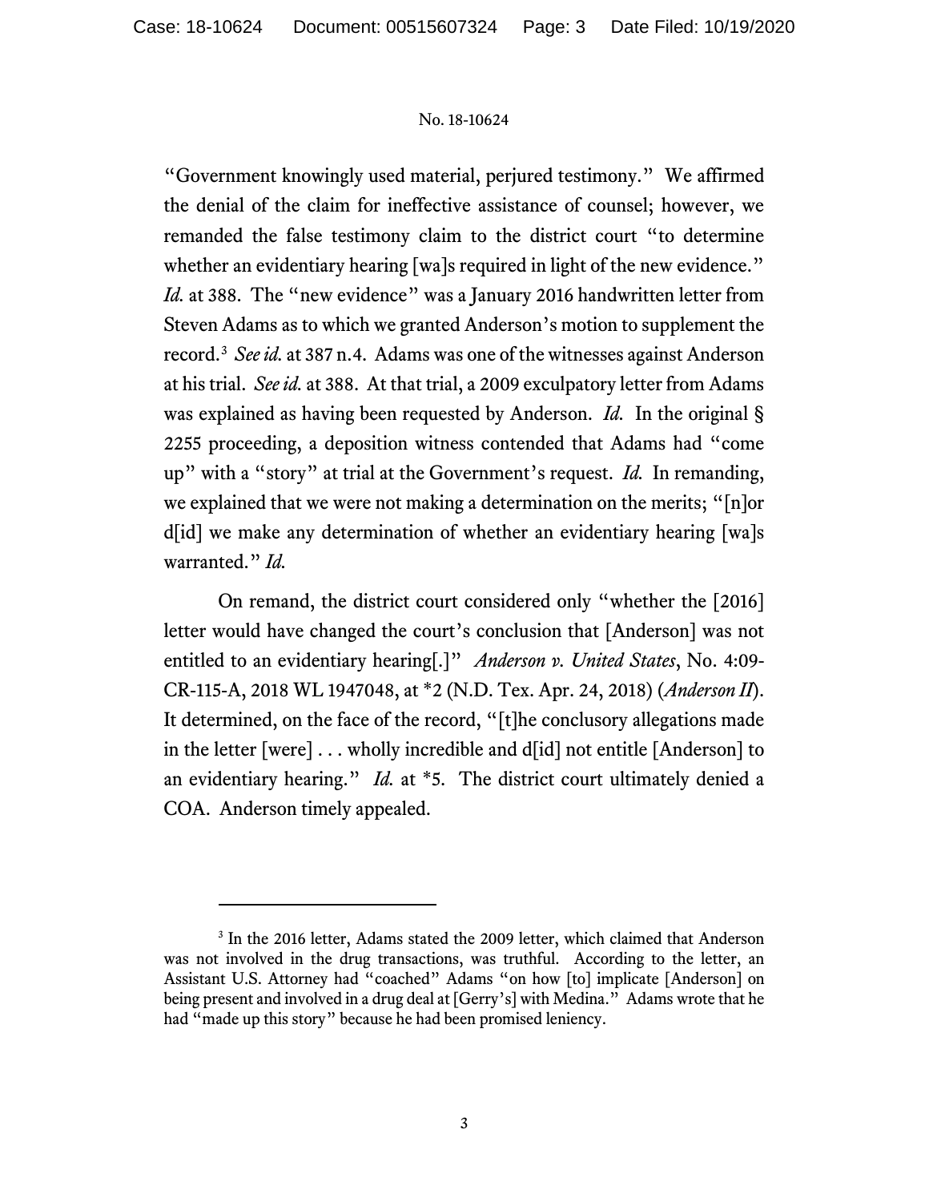"Government knowingly used material, perjured testimony." We affirmed the denial of the claim for ineffective assistance of counsel; however, we remanded the false testimony claim to the district court "to determine whether an evidentiary hearing [wa]s required in light of the new evidence." *Id.* at 388. The "new evidence" was a January 2016 handwritten letter from Steven Adams as to which we granted Anderson's motion to supplement the record.[3] *See id.* at 387 n.4. Adams was one of the witnesses against Anderson at his trial. *See id.* at 388. At that trial, a 2009 exculpatory letter from Adams was explained as having been requested by Anderson. *Id.* In the original § 2255 proceeding, a deposition witness contended that Adams had "come up" with a "story" at trial at the Government's request. *Id.* In remanding, we explained that we were not making a determination on the merits; "[n]or d[id] we make any determination of whether an evidentiary hearing [wa]s warranted." *Id.*

On remand, the district court considered only "whether the [2016] letter would have changed the court's conclusion that [Anderson] was not entitled to an evidentiary hearing[.]" *Anderson v. United States*, No. 4:09-CR-115-A, 2018 WL 1947048, at *2 (N.D. Tex. Apr. 24, 2018) (*Anderson II*). It determined, on the face of the record, "[t]he conclusory allegations made in the letter [were] . . . wholly incredible and d[id] not entitle [Anderson] to an evidentiary hearing." *Id.* at *5. The district court ultimately denied a COA. Anderson timely appealed.

---

[3] In the 2016 letter, Adams stated the 2009 letter, which claimed that Anderson was not involved in the drug transactions, was truthful. According to the letter, an Assistant U.S. Attorney had "coached" Adams "on how [to] implicate [Anderson] on being present and involved in a drug deal at [Gerry's] with Medina." Adams wrote that he had "made up this story" because he had been promised leniency.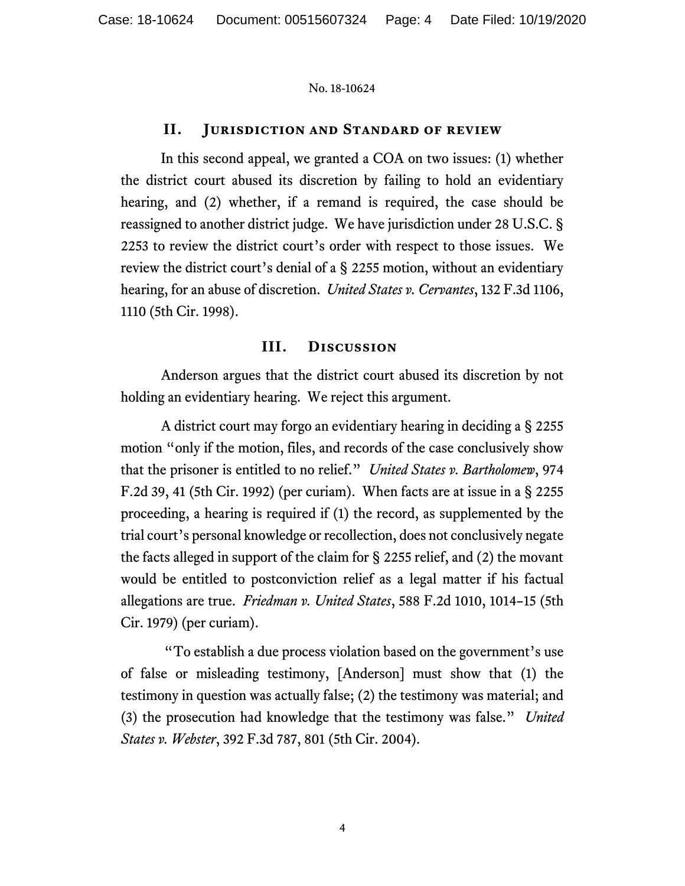No. 18-10624

## II. Jurisdiction and Standard of review

In this second appeal, we granted a COA on two issues: (1) whether the district court abused its discretion by failing to hold an evidentiary hearing, and (2) whether, if a remand is required, the case should be reassigned to another district judge. We have jurisdiction under 28 U.S.C. § 2253 to review the district court's order with respect to those issues. We review the district court's denial of a § 2255 motion, without an evidentiary hearing, for an abuse of discretion. *United States v. Cervantes*, 132 F.3d 1106, 1110 (5th Cir. 1998).

## III. Discussion

Anderson argues that the district court abused its discretion by not holding an evidentiary hearing. We reject this argument.

A district court may forgo an evidentiary hearing in deciding a § 2255 motion "only if the motion, files, and records of the case conclusively show that the prisoner is entitled to no relief." *United States v. Bartholomew*, 974 F.2d 39, 41 (5th Cir. 1992) (per curiam). When facts are at issue in a § 2255 proceeding, a hearing is required if (1) the record, as supplemented by the trial court's personal knowledge or recollection, does not conclusively negate the facts alleged in support of the claim for § 2255 relief, and (2) the movant would be entitled to postconviction relief as a legal matter if his factual allegations are true. *Friedman v. United States*, 588 F.2d 1010, 1014–15 (5th Cir. 1979) (per curiam).

"To establish a due process violation based on the government's use of false or misleading testimony, [Anderson] must show that (1) the testimony in question was actually false; (2) the testimony was material; and (3) the prosecution had knowledge that the testimony was false." *United States v. Webster*, 392 F.3d 787, 801 (5th Cir. 2004).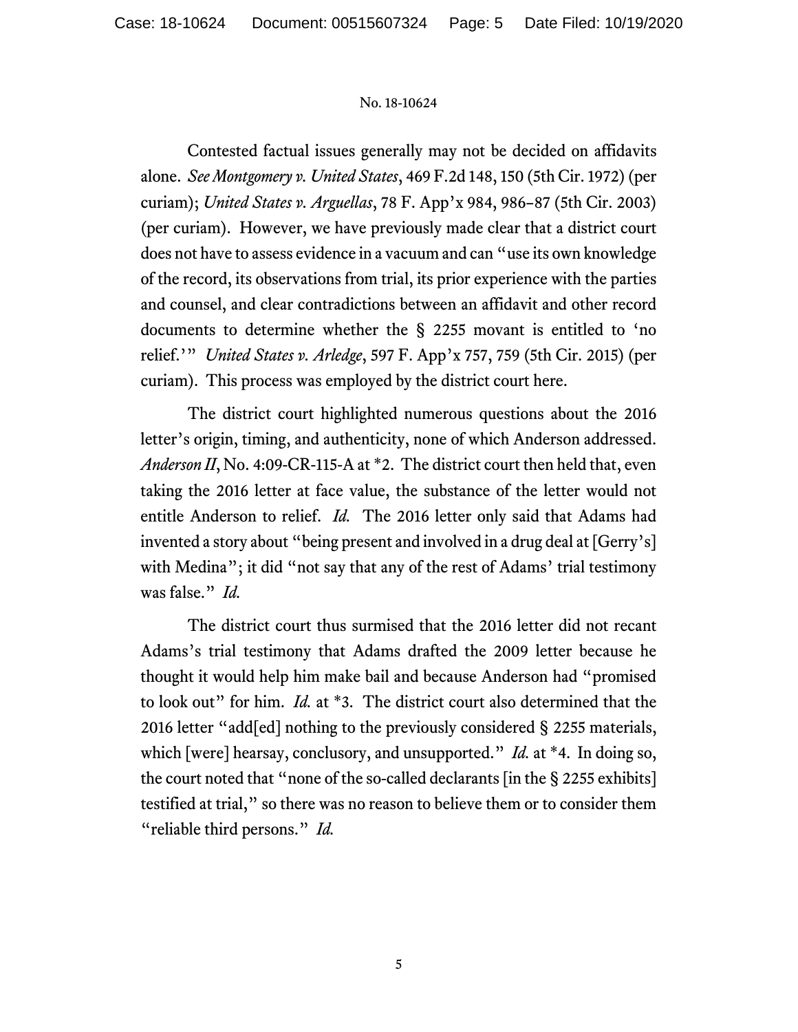Contested factual issues generally may not be decided on affidavits alone. *See Montgomery v. United States*, 469 F.2d 148, 150 (5th Cir. 1972) (per curiam); *United States v. Arguellas*, 78 F. App'x 984, 986–87 (5th Cir. 2003) (per curiam). However, we have previously made clear that a district court does not have to assess evidence in a vacuum and can "use its own knowledge of the record, its observations from trial, its prior experience with the parties and counsel, and clear contradictions between an affidavit and other record documents to determine whether the § 2255 movant is entitled to 'no relief.'" *United States v. Arledge*, 597 F. App'x 757, 759 (5th Cir. 2015) (per curiam). This process was employed by the district court here.

The district court highlighted numerous questions about the 2016 letter's origin, timing, and authenticity, none of which Anderson addressed. *Anderson II*, No. 4:09-CR-115-A at *2. The district court then held that, even taking the 2016 letter at face value, the substance of the letter would not entitle Anderson to relief. *Id.* The 2016 letter only said that Adams had invented a story about "being present and involved in a drug deal at [Gerry's] with Medina"; it did "not say that any of the rest of Adams' trial testimony was false." *Id.*

The district court thus surmised that the 2016 letter did not recant Adams's trial testimony that Adams drafted the 2009 letter because he thought it would help him make bail and because Anderson had "promised to look out" for him. *Id.* at *3. The district court also determined that the 2016 letter "add[ed] nothing to the previously considered § 2255 materials, which [were] hearsay, conclusory, and unsupported." *Id.* at *4. In doing so, the court noted that "none of the so-called declarants [in the § 2255 exhibits] testified at trial," so there was no reason to believe them or to consider them "reliable third persons." *Id.*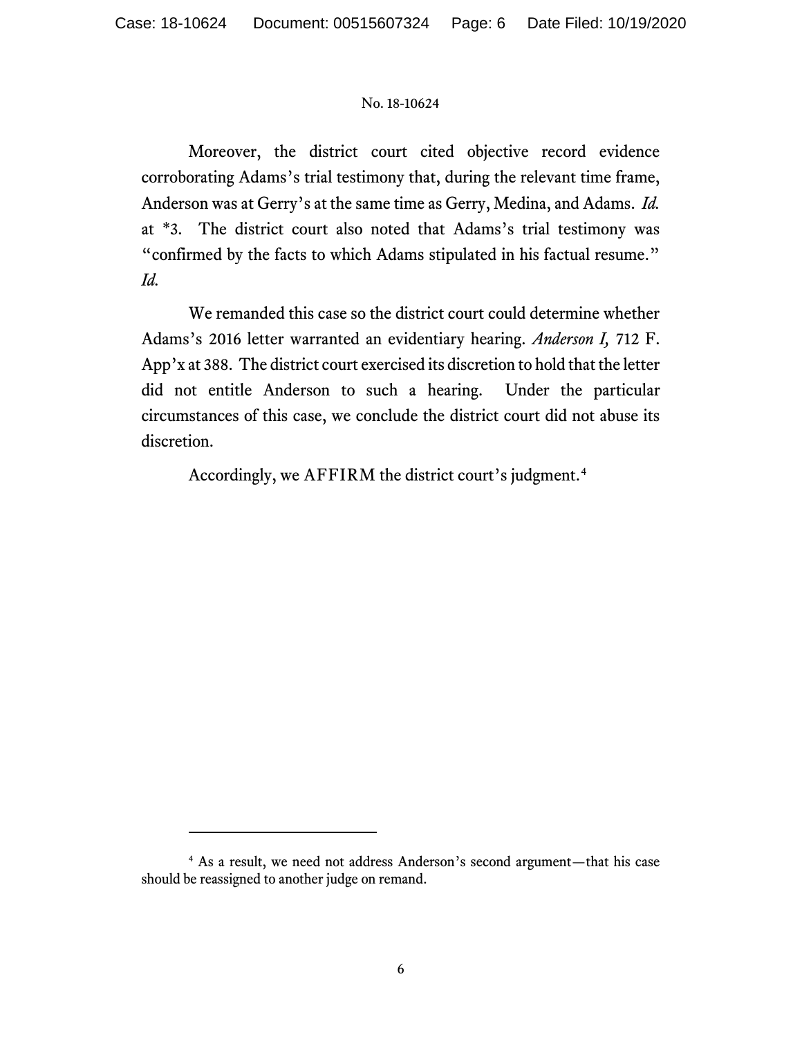Moreover, the district court cited objective record evidence corroborating Adams's trial testimony that, during the relevant time frame, Anderson was at Gerry's at the same time as Gerry, Medina, and Adams. *Id.* at *3. The district court also noted that Adams's trial testimony was "confirmed by the facts to which Adams stipulated in his factual resume." *Id.*

We remanded this case so the district court could determine whether Adams's 2016 letter warranted an evidentiary hearing. *Anderson I,* 712 F. App'x at 388. The district court exercised its discretion to hold that the letter did not entitle Anderson to such a hearing. Under the particular circumstances of this case, we conclude the district court did not abuse its discretion.

Accordingly, we AFFIRM the district court's judgment.[4]

---

[4] As a result, we need not address Anderson's second argument—that his case should be reassigned to another judge on remand.